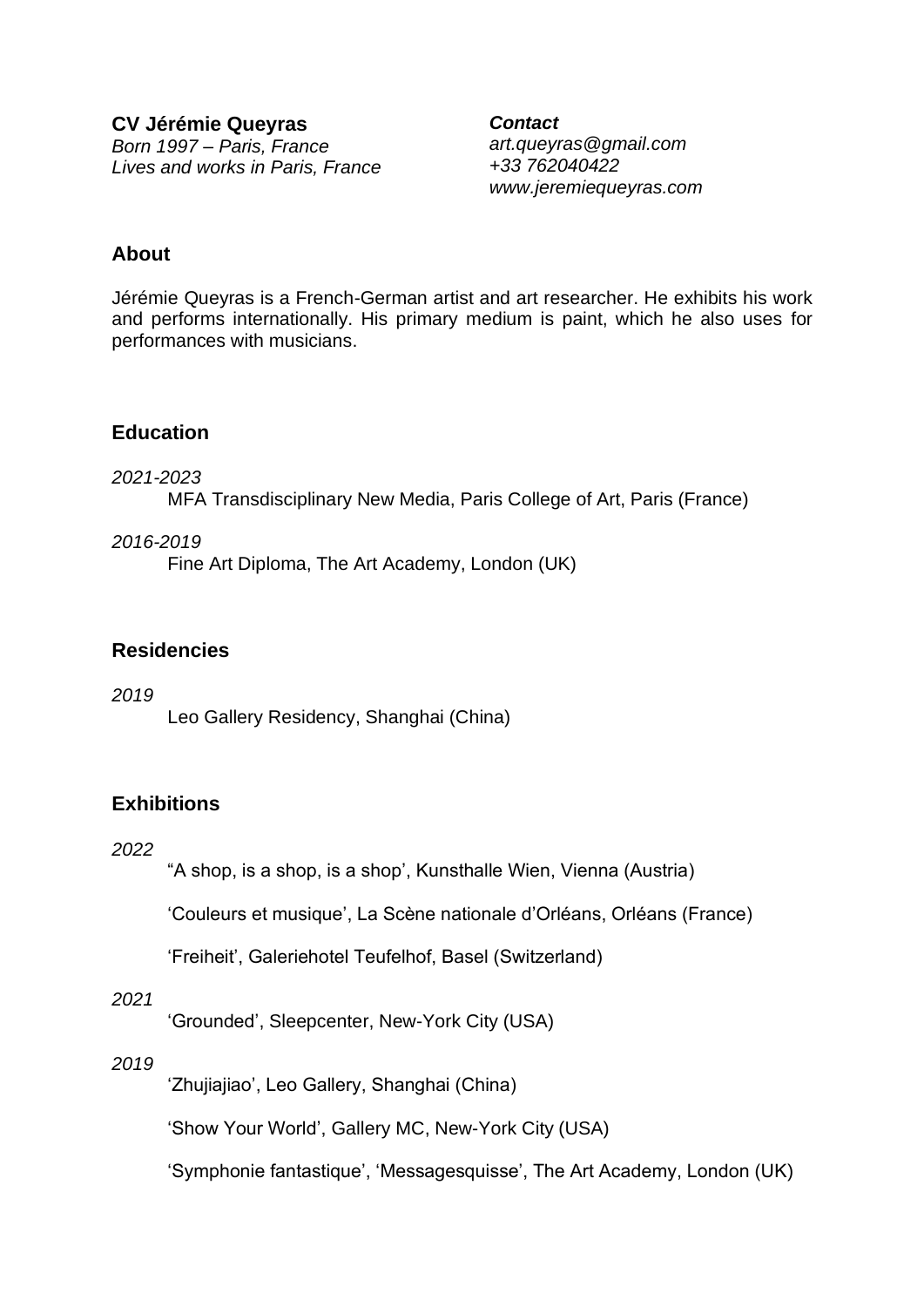**CV Jérémie Queyras**
*Born 1997 – Paris, France*
*Lives and works in Paris, France*

***Contact***
*art.queyras@gmail.com*
*+33 762040422*
*www.jeremiequeyras.com*

## About

Jérémie Queyras is a French-German artist and art researcher. He exhibits his work and performs internationally. His primary medium is paint, which he also uses for performances with musicians.

## Education

*2021-2023*

MFA Transdisciplinary New Media, Paris College of Art, Paris (France)

*2016-2019*

Fine Art Diploma, The Art Academy, London (UK)

## Residencies

*2019*

Leo Gallery Residency, Shanghai (China)

## Exhibitions

*2022*

"A shop, is a shop, is a shop', Kunsthalle Wien, Vienna (Austria)

'Couleurs et musique', La Scène nationale d'Orléans, Orléans (France)

'Freiheit', Galeriehotel Teufelhof, Basel (Switzerland)

*2021*

'Grounded', Sleepcenter, New-York City (USA)

*2019*

'Zhujiajiao', Leo Gallery, Shanghai (China)

'Show Your World', Gallery MC, New-York City (USA)

'Symphonie fantastique', 'Messagesquisse', The Art Academy, London (UK)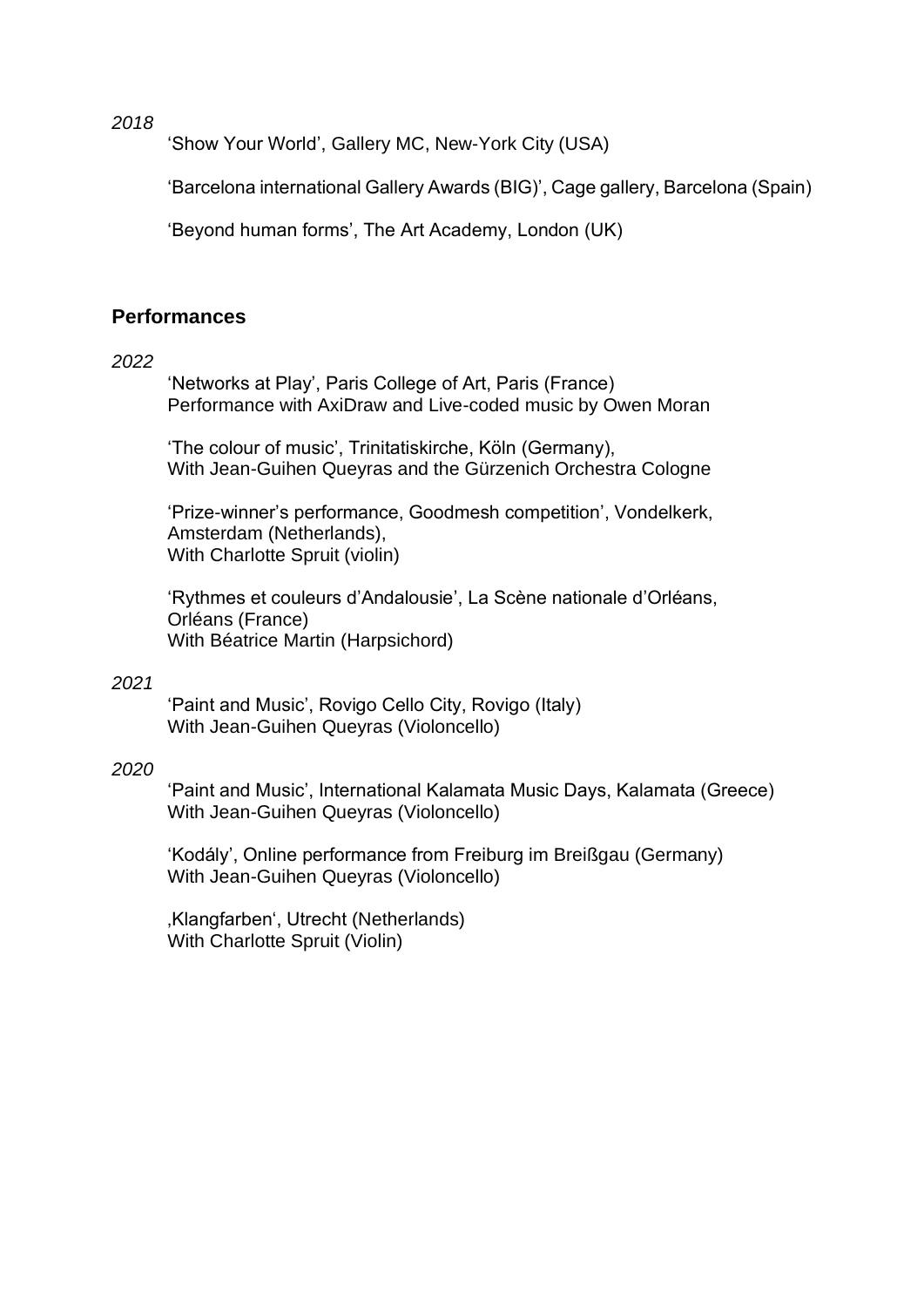*2018*

'Show Your World', Gallery MC, New-York City (USA)

'Barcelona international Gallery Awards (BIG)', Cage gallery, Barcelona (Spain)

'Beyond human forms', The Art Academy, London (UK)

## Performances

*2022*

'Networks at Play', Paris College of Art, Paris (France)
Performance with AxiDraw and Live-coded music by Owen Moran

'The colour of music', Trinitatiskirche, Köln (Germany),
With Jean-Guihen Queyras and the Gürzenich Orchestra Cologne

'Prize-winner's performance, Goodmesh competition', Vondelkerk, Amsterdam (Netherlands),
With Charlotte Spruit (violin)

'Rythmes et couleurs d'Andalousie', La Scène nationale d'Orléans, Orléans (France)
With Béatrice Martin (Harpsichord)

*2021*

'Paint and Music', Rovigo Cello City, Rovigo (Italy)
With Jean-Guihen Queyras (Violoncello)

*2020*

'Paint and Music', International Kalamata Music Days, Kalamata (Greece)
With Jean-Guihen Queyras (Violoncello)

'Kodály', Online performance from Freiburg im Breißgau (Germany)
With Jean-Guihen Queyras (Violoncello)

‚Klangfarben', Utrecht (Netherlands)
With Charlotte Spruit (Violin)